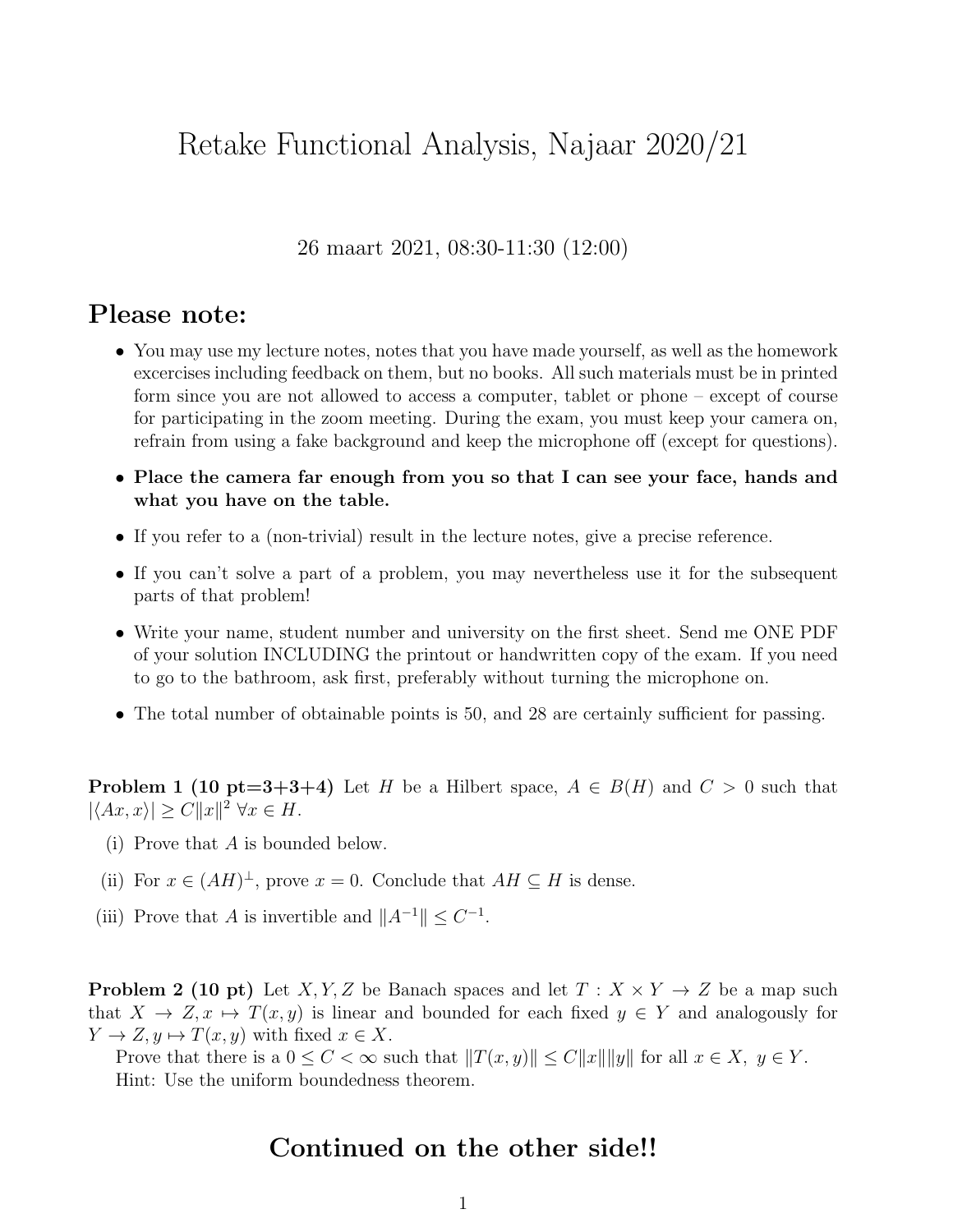# Retake Functional Analysis, Najaar 2020/21

26 maart 2021, 08:30-11:30 (12:00)

## Please note:

- You may use my lecture notes, notes that you have made yourself, as well as the homework excercises including feedback on them, but no books. All such materials must be in printed form since you are not allowed to access a computer, tablet or phone – except of course for participating in the zoom meeting. During the exam, you must keep your camera on, refrain from using a fake background and keep the microphone off (except for questions).
- **Place the camera far enough from you so that I can see your face, hands and what you have on the table.**
- If you refer to a (non-trivial) result in the lecture notes, give a precise reference.
- If you can't solve a part of a problem, you may nevertheless use it for the subsequent parts of that problem!
- Write your name, student number and university on the first sheet. Send me ONE PDF of your solution INCLUDING the printout or handwritten copy of the exam. If you need to go to the bathroom, ask first, preferably without turning the microphone on.
- The total number of obtainable points is 50, and 28 are certainly sufficient for passing.

**Problem 1 (10 pt=3+3+4)** Let $H$ be a Hilbert space, $A \in B(H)$ and $C > 0$ such that $|\langle Ax, x\rangle| \geq C\|x\|^2 \ \forall x \in H$.

(i) Prove that $A$ is bounded below.

(ii) For $x \in (AH)^\perp$, prove $x = 0$. Conclude that $AH \subseteq H$ is dense.

(iii) Prove that $A$ is invertible and $\|A^{-1}\| \leq C^{-1}$.

**Problem 2 (10 pt)** Let $X, Y, Z$ be Banach spaces and let $T : X \times Y \to Z$ be a map such that $X \to Z, x \mapsto T(x, y)$ is linear and bounded for each fixed $y \in Y$ and analogously for $Y \to Z, y \mapsto T(x, y)$ with fixed $x \in X$.

Prove that there is a $0 \leq C < \infty$ such that $\|T(x, y)\| \leq C\|x\|\|y\|$ for all $x \in X, \ y \in Y$.

Hint: Use the uniform boundedness theorem.

## Continued on the other side!!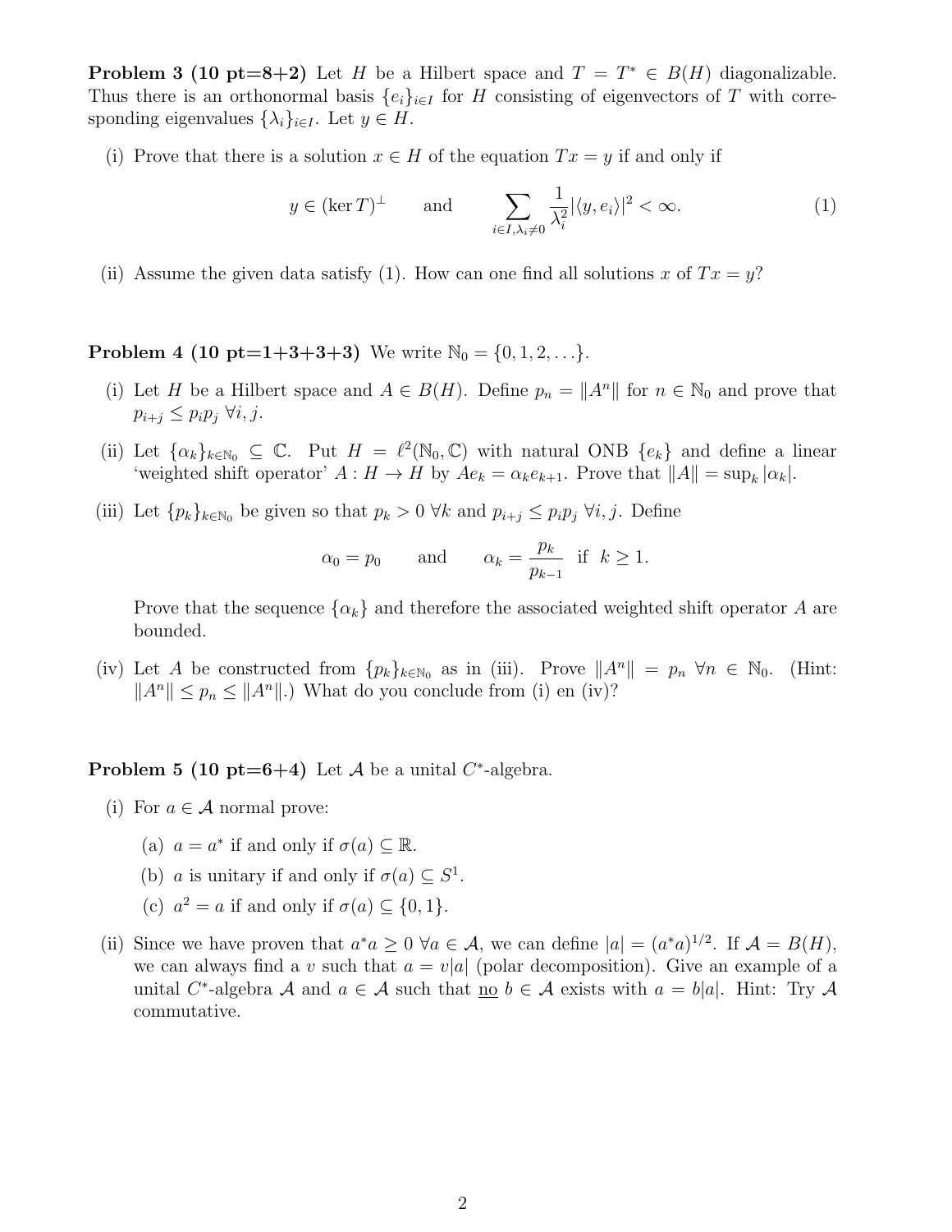**Problem 3 (10 pt=8+2)** Let $H$ be a Hilbert space and $T = T^* \in B(H)$ diagonalizable. Thus there is an orthonormal basis $\{e_i\}_{i\in I}$ for $H$ consisting of eigenvectors of $T$ with corresponding eigenvalues $\{\lambda_i\}_{i\in I}$. Let $y \in H$.

(i) Prove that there is a solution $x \in H$ of the equation $Tx = y$ if and only if

$$y \in (\ker T)^\perp \qquad \text{and} \qquad \sum_{i\in I, \lambda_i \neq 0} \frac{1}{\lambda_i^2} |\langle y, e_i\rangle|^2 < \infty. \tag{1}$$

(ii) Assume the given data satisfy (1). How can one find all solutions $x$ of $Tx = y$?

**Problem 4 (10 pt=1+3+3+3)** We write $\mathbb{N}_0 = \{0, 1, 2, \ldots\}$.

(i) Let $H$ be a Hilbert space and $A \in B(H)$. Define $p_n = \|A^n\|$ for $n \in \mathbb{N}_0$ and prove that $p_{i+j} \leq p_i p_j \ \forall i, j$.

(ii) Let $\{\alpha_k\}_{k\in\mathbb{N}_0} \subseteq \mathbb{C}$. Put $H = \ell^2(\mathbb{N}_0, \mathbb{C})$ with natural ONB $\{e_k\}$ and define a linear 'weighted shift operator' $A : H \to H$ by $Ae_k = \alpha_k e_{k+1}$. Prove that $\|A\| = \sup_k |\alpha_k|$.

(iii) Let $\{p_k\}_{k\in\mathbb{N}_0}$ be given so that $p_k > 0 \ \forall k$ and $p_{i+j} \leq p_i p_j \ \forall i, j$. Define

$$\alpha_0 = p_0 \qquad \text{and} \qquad \alpha_k = \frac{p_k}{p_{k-1}} \ \text{ if } \ k \geq 1.$$

Prove that the sequence $\{\alpha_k\}$ and therefore the associated weighted shift operator $A$ are bounded.

(iv) Let $A$ be constructed from $\{p_k\}_{k\in\mathbb{N}_0}$ as in (iii). Prove $\|A^n\| = p_n \ \forall n \in \mathbb{N}_0$. (Hint: $\|A^n\| \leq p_n \leq \|A^n\|$.) What do you conclude from (i) en (iv)?

**Problem 5 (10 pt=6+4)** Let $\mathcal{A}$ be a unital $C^*$-algebra.

(i) For $a \in \mathcal{A}$ normal prove:

   (a) $a = a^*$ if and only if $\sigma(a) \subseteq \mathbb{R}$.

   (b) $a$ is unitary if and only if $\sigma(a) \subseteq S^1$.

   (c) $a^2 = a$ if and only if $\sigma(a) \subseteq \{0, 1\}$.

(ii) Since we have proven that $a^*a \geq 0 \ \forall a \in \mathcal{A}$, we can define $|a| = (a^*a)^{1/2}$. If $\mathcal{A} = B(H)$, we can always find a $v$ such that $a = v|a|$ (polar decomposition). Give an example of a unital $C^*$-algebra $\mathcal{A}$ and $a \in \mathcal{A}$ such that <u>no</u> $b \in \mathcal{A}$ exists with $a = b|a|$. Hint: Try $\mathcal{A}$ commutative.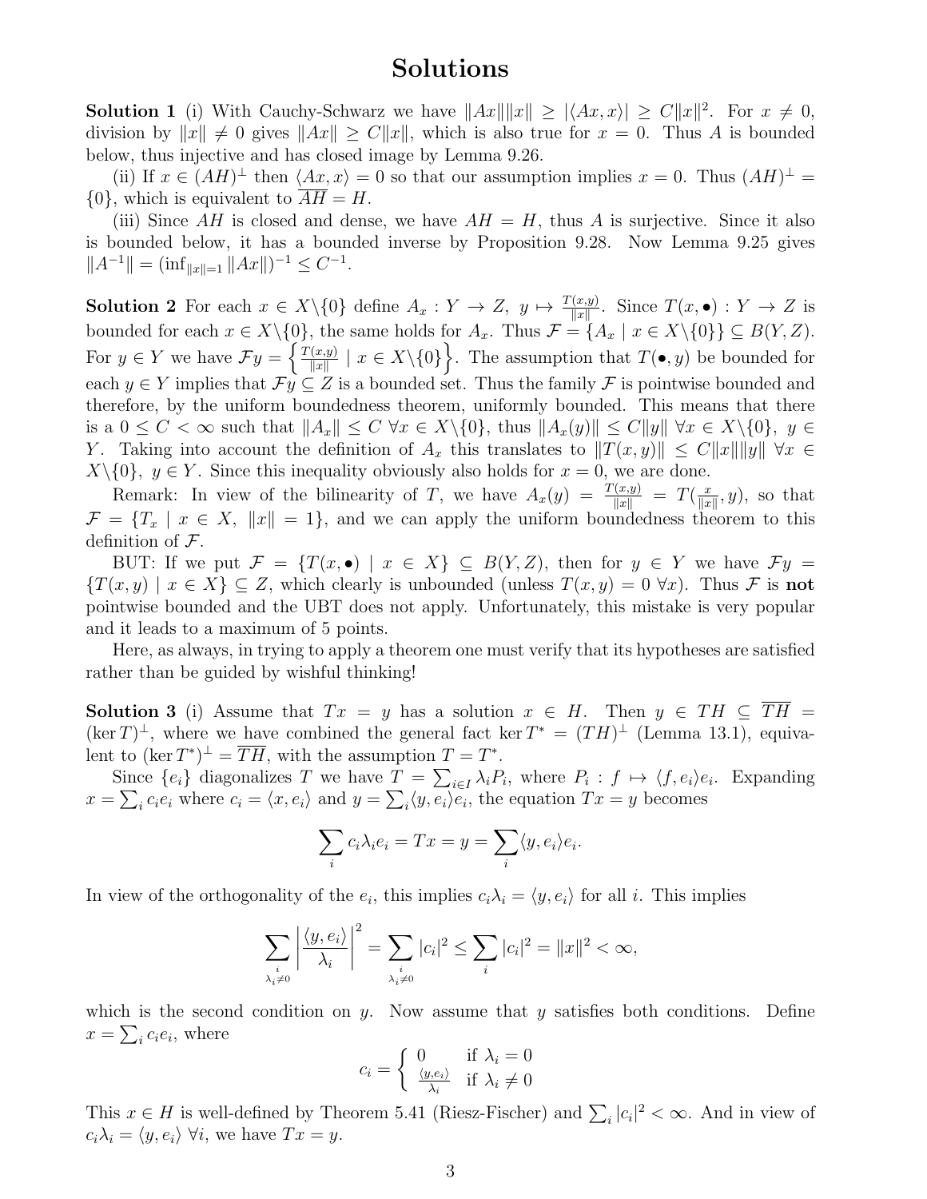# Solutions

**Solution 1** (i) With Cauchy-Schwarz we have $\|Ax\|\|x\| \geq |\langle Ax, x\rangle| \geq C\|x\|^2$. For $x \neq 0$, division by $\|x\| \neq 0$ gives $\|Ax\| \geq C\|x\|$, which is also true for $x = 0$. Thus $A$ is bounded below, thus injective and has closed image by Lemma 9.26.

(ii) If $x \in (AH)^\perp$ then $\langle Ax, x\rangle = 0$ so that our assumption implies $x = 0$. Thus $(AH)^\perp = \{0\}$, which is equivalent to $\overline{AH} = H$.

(iii) Since $AH$ is closed and dense, we have $AH = H$, thus $A$ is surjective. Since it also is bounded below, it has a bounded inverse by Proposition 9.28. Now Lemma 9.25 gives $\|A^{-1}\| = (\inf_{\|x\|=1} \|Ax\|)^{-1} \leq C^{-1}$.

**Solution 2** For each $x \in X\backslash\{0\}$ define $A_x : Y \to Z,\ y \mapsto \frac{T(x,y)}{\|x\|}$. Since $T(x, \bullet) : Y \to Z$ is bounded for each $x \in X\backslash\{0\}$, the same holds for $A_x$. Thus $\mathcal{F} = \{A_x \mid x \in X\backslash\{0\}\} \subseteq B(Y, Z)$. For $y \in Y$ we have $\mathcal{F}y = \left\{\frac{T(x,y)}{\|x\|} \mid x \in X\backslash\{0\}\right\}$. The assumption that $T(\bullet, y)$ be bounded for each $y \in Y$ implies that $\mathcal{F}y \subseteq Z$ is a bounded set. Thus the family $\mathcal{F}$ is pointwise bounded and therefore, by the uniform boundedness theorem, uniformly bounded. This means that there is a $0 \leq C < \infty$ such that $\|A_x\| \leq C\ \forall x \in X\backslash\{0\}$, thus $\|A_x(y)\| \leq C\|y\|\ \forall x \in X\backslash\{0\},\ y \in Y$. Taking into account the definition of $A_x$ this translates to $\|T(x,y)\| \leq C\|x\|\|y\|\ \forall x \in X\backslash\{0\},\ y \in Y$. Since this inequality obviously also holds for $x = 0$, we are done.

Remark: In view of the bilinearity of $T$, we have $A_x(y) = \frac{T(x,y)}{\|x\|} = T(\frac{x}{\|x\|}, y)$, so that $\mathcal{F} = \{T_x \mid x \in X,\ \|x\| = 1\}$, and we can apply the uniform boundedness theorem to this definition of $\mathcal{F}$.

BUT: If we put $\mathcal{F} = \{T(x, \bullet) \mid x \in X\} \subseteq B(Y, Z)$, then for $y \in Y$ we have $\mathcal{F}y = \{T(x,y) \mid x \in X\} \subseteq Z$, which clearly is unbounded (unless $T(x,y) = 0\ \forall x$). Thus $\mathcal{F}$ is **not** pointwise bounded and the UBT does not apply. Unfortunately, this mistake is very popular and it leads to a maximum of 5 points.

Here, as always, in trying to apply a theorem one must verify that its hypotheses are satisfied rather than be guided by wishful thinking!

**Solution 3** (i) Assume that $Tx = y$ has a solution $x \in H$. Then $y \in TH \subseteq \overline{TH} = (\ker T)^\perp$, where we have combined the general fact $\ker T^* = (TH)^\perp$ (Lemma 13.1), equivalent to $(\ker T^*)^\perp = \overline{TH}$, with the assumption $T = T^*$.

Since $\{e_i\}$ diagonalizes $T$ we have $T = \sum_{i\in I} \lambda_i P_i$, where $P_i : f \mapsto \langle f, e_i\rangle e_i$. Expanding $x = \sum_i c_i e_i$ where $c_i = \langle x, e_i\rangle$ and $y = \sum_i \langle y, e_i\rangle e_i$, the equation $Tx = y$ becomes

$$\sum_i c_i \lambda_i e_i = Tx = y = \sum_i \langle y, e_i\rangle e_i.$$

In view of the orthogonality of the $e_i$, this implies $c_i\lambda_i = \langle y, e_i\rangle$ for all $i$. This implies

$$\sum_{\substack{i \\ \lambda_i \neq 0}} \left|\frac{\langle y, e_i\rangle}{\lambda_i}\right|^2 = \sum_{\substack{i \\ \lambda_i \neq 0}} |c_i|^2 \leq \sum_i |c_i|^2 = \|x\|^2 < \infty,$$

which is the second condition on $y$. Now assume that $y$ satisfies both conditions. Define $x = \sum_i c_i e_i$, where

$$c_i = \begin{cases} 0 & \text{if } \lambda_i = 0 \\ \frac{\langle y, e_i\rangle}{\lambda_i} & \text{if } \lambda_i \neq 0 \end{cases}$$

This $x \in H$ is well-defined by Theorem 5.41 (Riesz-Fischer) and $\sum_i |c_i|^2 < \infty$. And in view of $c_i\lambda_i = \langle y, e_i\rangle\ \forall i$, we have $Tx = y$.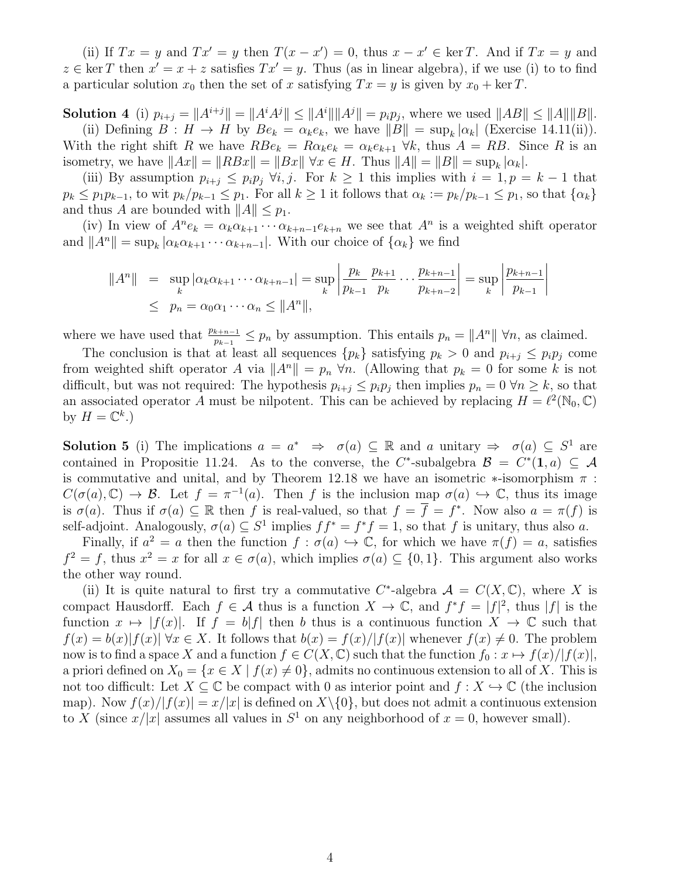(ii) If $Tx = y$ and $Tx' = y$ then $T(x - x') = 0$, thus $x - x' \in \ker T$. And if $Tx = y$ and $z \in \ker T$ then $x' = x + z$ satisfies $Tx' = y$. Thus (as in linear algebra), if we use (i) to to find a particular solution $x_0$ then the set of $x$ satisfying $Tx = y$ is given by $x_0 + \ker T$.

**Solution 4** (i) $p_{i+j} = \|A^{i+j}\| = \|A^i A^j\| \le \|A^i\|\|A^j\| = p_i p_j$, where we used $\|AB\| \le \|A\|\|B\|$.

(ii) Defining $B : H \to H$ by $Be_k = \alpha_k e_k$, we have $\|B\| = \sup_k |\alpha_k|$ (Exercise 14.11(ii)). With the right shift $R$ we have $RBe_k = R\alpha_k e_k = \alpha_k e_{k+1}$ $\forall k$, thus $A = RB$. Since $R$ is an isometry, we have $\|Ax\| = \|RBx\| = \|Bx\|$ $\forall x \in H$. Thus $\|A\| = \|B\| = \sup_k |\alpha_k|$.

(iii) By assumption $p_{i+j} \le p_i p_j$ $\forall i, j$. For $k \ge 1$ this implies with $i = 1, p = k - 1$ that $p_k \le p_1 p_{k-1}$, to wit $p_k/p_{k-1} \le p_1$. For all $k \ge 1$ it follows that $\alpha_k := p_k/p_{k-1} \le p_1$, so that $\{\alpha_k\}$ and thus $A$ are bounded with $\|A\| \le p_1$.

(iv) In view of $A^n e_k = \alpha_k \alpha_{k+1} \cdots \alpha_{k+n-1} e_{k+n}$ we see that $A^n$ is a weighted shift operator and $\|A^n\| = \sup_k |\alpha_k \alpha_{k+1} \cdots \alpha_{k+n-1}|$. With our choice of $\{\alpha_k\}$ we find

$$
\begin{aligned}
\|A^n\| &= \sup_k |\alpha_k \alpha_{k+1} \cdots \alpha_{k+n-1}| = \sup_k \left| \frac{p_k}{p_{k-1}} \frac{p_{k+1}}{p_k} \cdots \frac{p_{k+n-1}}{p_{k+n-2}} \right| = \sup_k \left| \frac{p_{k+n-1}}{p_{k-1}} \right| \\
&\le p_n = \alpha_0 \alpha_1 \cdots \alpha_n \le \|A^n\|,
\end{aligned}
$$

where we have used that $\frac{p_{k+n-1}}{p_{k-1}} \le p_n$ by assumption. This entails $p_n = \|A^n\|$ $\forall n$, as claimed.

The conclusion is that at least all sequences $\{p_k\}$ satisfying $p_k > 0$ and $p_{i+j} \le p_i p_j$ come from weighted shift operator $A$ via $\|A^n\| = p_n$ $\forall n$. (Allowing that $p_k = 0$ for some $k$ is not difficult, but was not required: The hypothesis $p_{i+j} \le p_i p_j$ then implies $p_n = 0$ $\forall n \ge k$, so that an associated operator $A$ must be nilpotent. This can be achieved by replacing $H = \ell^2(\mathbb{N}_0, \mathbb{C})$ by $H = \mathbb{C}^k$.)

**Solution 5** (i) The implications $a = a^* \Rightarrow \sigma(a) \subseteq \mathbb{R}$ and $a$ unitary $\Rightarrow \sigma(a) \subseteq S^1$ are contained in Propositie 11.24. As to the converse, the $C^*$-subalgebra $\mathcal{B} = C^*(\mathbf{1}, a) \subseteq \mathcal{A}$ is commutative and unital, and by Theorem 12.18 we have an isometric $*$-isomorphism $\pi : C(\sigma(a), \mathbb{C}) \to \mathcal{B}$. Let $f = \pi^{-1}(a)$. Then $f$ is the inclusion map $\sigma(a) \hookrightarrow \mathbb{C}$, thus its image is $\sigma(a)$. Thus if $\sigma(a) \subseteq \mathbb{R}$ then $f$ is real-valued, so that $f = \overline{f} = f^*$. Now also $a = \pi(f)$ is self-adjoint. Analogously, $\sigma(a) \subseteq S^1$ implies $ff^* = f^*f = 1$, so that $f$ is unitary, thus also $a$.

Finally, if $a^2 = a$ then the function $f : \sigma(a) \hookrightarrow \mathbb{C}$, for which we have $\pi(f) = a$, satisfies $f^2 = f$, thus $x^2 = x$ for all $x \in \sigma(a)$, which implies $\sigma(a) \subseteq \{0, 1\}$. This argument also works the other way round.

(ii) It is quite natural to first try a commutative $C^*$-algebra $\mathcal{A} = C(X, \mathbb{C})$, where $X$ is compact Hausdorff. Each $f \in \mathcal{A}$ thus is a function $X \to \mathbb{C}$, and $f^*f = |f|^2$, thus $|f|$ is the function $x \mapsto |f(x)|$. If $f = b|f|$ then $b$ thus is a continuous function $X \to \mathbb{C}$ such that $f(x) = b(x)|f(x)|$ $\forall x \in X$. It follows that $b(x) = f(x)/|f(x)|$ whenever $f(x) \neq 0$. The problem now is to find a space $X$ and a function $f \in C(X, \mathbb{C})$ such that the function $f_0 : x \mapsto f(x)/|f(x)|$, a priori defined on $X_0 = \{x \in X \mid f(x) \neq 0\}$, admits no continuous extension to all of $X$. This is not too difficult: Let $X \subseteq \mathbb{C}$ be compact with 0 as interior point and $f : X \hookrightarrow \mathbb{C}$ (the inclusion map). Now $f(x)/|f(x)| = x/|x|$ is defined on $X \backslash \{0\}$, but does not admit a continuous extension to $X$ (since $x/|x|$ assumes all values in $S^1$ on any neighborhood of $x = 0$, however small).